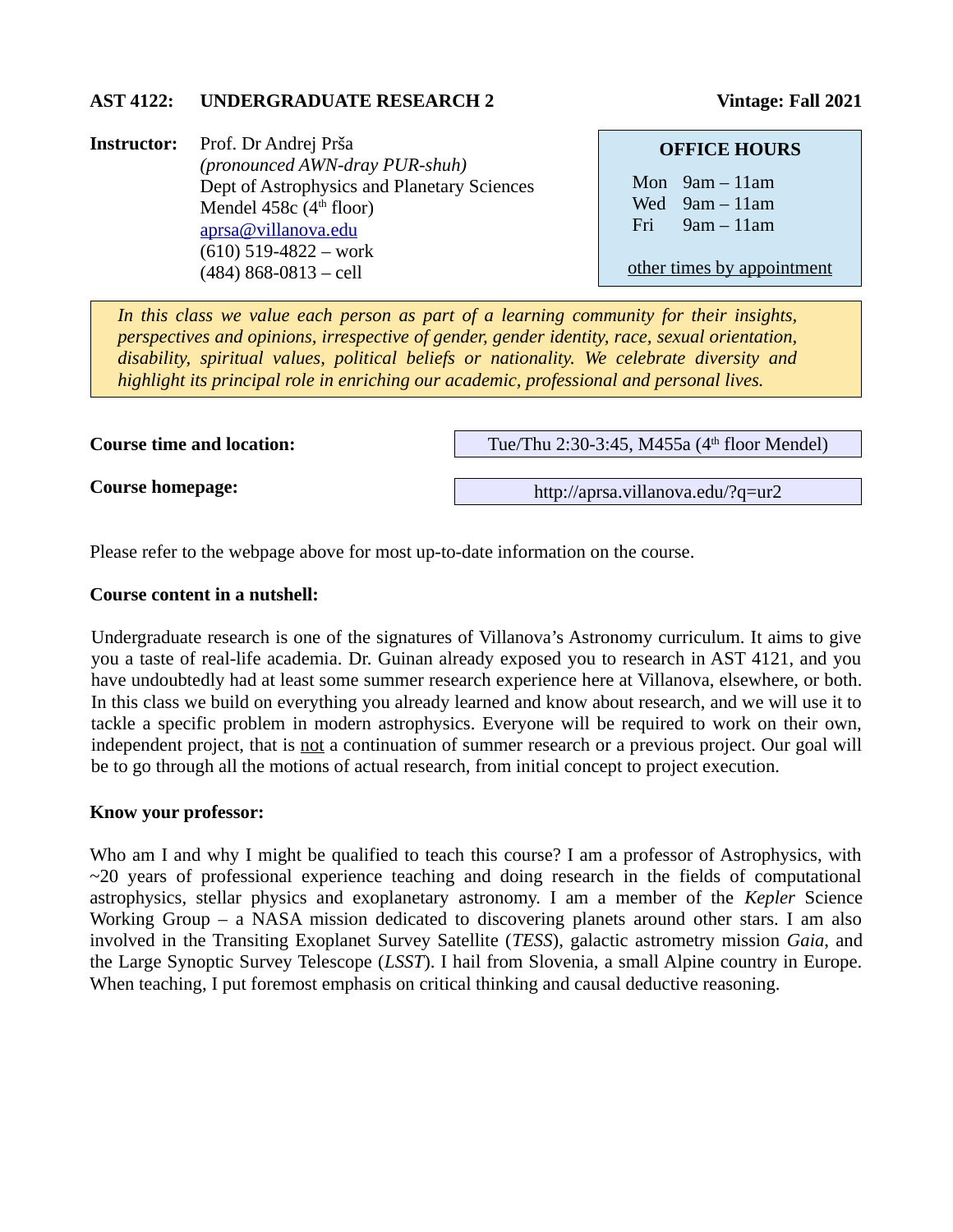**AST 4122: UNDERGRADUATE RESEARCH 2** **Vintage: Fall 2021**

**Instructor:** Prof. Dr Andrej Prša
*(pronounced AWN-dray PUR-shuh)*
Dept of Astrophysics and Planetary Sciences
Mendel 458c (4th floor)
aprsa@villanova.edu
(610) 519-4822 – work
(484) 868-0813 – cell

**OFFICE HOURS**

Mon 9am – 11am
Wed 9am – 11am
Fri 9am – 11am

other times by appointment

*In this class we value each person as part of a learning community for their insights, perspectives and opinions, irrespective of gender, gender identity, race, sexual orientation, disability, spiritual values, political beliefs or nationality. We celebrate diversity and highlight its principal role in enriching our academic, professional and personal lives.*

**Course time and location:** Tue/Thu 2:30-3:45, M455a (4th floor Mendel)

**Course homepage:** http://aprsa.villanova.edu/?q=ur2

Please refer to the webpage above for most up-to-date information on the course.

**Course content in a nutshell:**

Undergraduate research is one of the signatures of Villanova's Astronomy curriculum. It aims to give you a taste of real-life academia. Dr. Guinan already exposed you to research in AST 4121, and you have undoubtedly had at least some summer research experience here at Villanova, elsewhere, or both. In this class we build on everything you already learned and know about research, and we will use it to tackle a specific problem in modern astrophysics. Everyone will be required to work on their own, independent project, that is not a continuation of summer research or a previous project. Our goal will be to go through all the motions of actual research, from initial concept to project execution.

**Know your professor:**

Who am I and why I might be qualified to teach this course? I am a professor of Astrophysics, with ~20 years of professional experience teaching and doing research in the fields of computational astrophysics, stellar physics and exoplanetary astronomy. I am a member of the *Kepler* Science Working Group – a NASA mission dedicated to discovering planets around other stars. I am also involved in the Transiting Exoplanet Survey Satellite (*TESS*), galactic astrometry mission *Gaia*, and the Large Synoptic Survey Telescope (*LSST*). I hail from Slovenia, a small Alpine country in Europe. When teaching, I put foremost emphasis on critical thinking and causal deductive reasoning.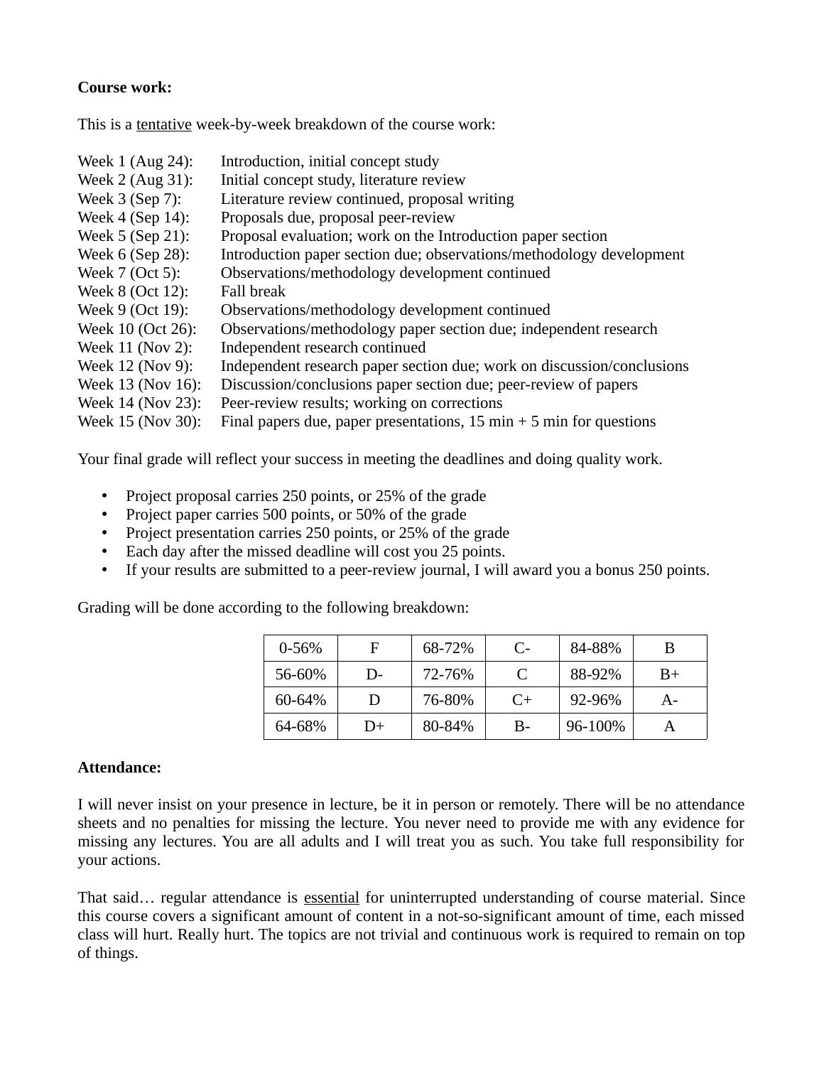**Course work:**

This is a tentative week-by-week breakdown of the course work:

Week 1 (Aug 24): Introduction, initial concept study
Week 2 (Aug 31): Initial concept study, literature review
Week 3 (Sep 7): Literature review continued, proposal writing
Week 4 (Sep 14): Proposals due, proposal peer-review
Week 5 (Sep 21): Proposal evaluation; work on the Introduction paper section
Week 6 (Sep 28): Introduction paper section due; observations/methodology development
Week 7 (Oct 5): Observations/methodology development continued
Week 8 (Oct 12): Fall break
Week 9 (Oct 19): Observations/methodology development continued
Week 10 (Oct 26): Observations/methodology paper section due; independent research
Week 11 (Nov 2): Independent research continued
Week 12 (Nov 9): Independent research paper section due; work on discussion/conclusions
Week 13 (Nov 16): Discussion/conclusions paper section due; peer-review of papers
Week 14 (Nov 23): Peer-review results; working on corrections
Week 15 (Nov 30): Final papers due, paper presentations, 15 min + 5 min for questions

Your final grade will reflect your success in meeting the deadlines and doing quality work.

- Project proposal carries 250 points, or 25% of the grade
- Project paper carries 500 points, or 50% of the grade
- Project presentation carries 250 points, or 25% of the grade
- Each day after the missed deadline will cost you 25 points.
- If your results are submitted to a peer-review journal, I will award you a bonus 250 points.

Grading will be done according to the following breakdown:

| 0-56% | F | 68-72% | C- | 84-88% | B |
|---|---|---|---|---|---|
| 56-60% | D- | 72-76% | C | 88-92% | B+ |
| 60-64% | D | 76-80% | C+ | 92-96% | A- |
| 64-68% | D+ | 80-84% | B- | 96-100% | A |

**Attendance:**

I will never insist on your presence in lecture, be it in person or remotely. There will be no attendance sheets and no penalties for missing the lecture. You never need to provide me with any evidence for missing any lectures. You are all adults and I will treat you as such. You take full responsibility for your actions.

That said… regular attendance is essential for uninterrupted understanding of course material. Since this course covers a significant amount of content in a not-so-significant amount of time, each missed class will hurt. Really hurt. The topics are not trivial and continuous work is required to remain on top of things.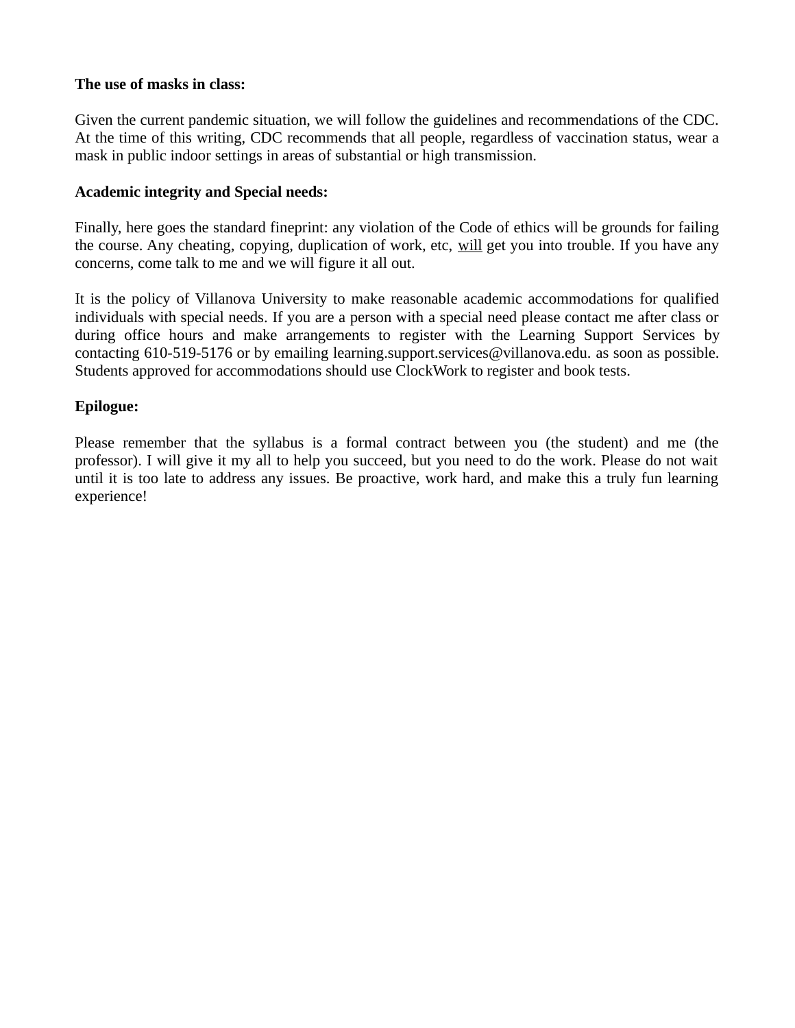**The use of masks in class:**

Given the current pandemic situation, we will follow the guidelines and recommendations of the CDC. At the time of this writing, CDC recommends that all people, regardless of vaccination status, wear a mask in public indoor settings in areas of substantial or high transmission.

**Academic integrity and Special needs:**

Finally, here goes the standard fineprint: any violation of the Code of ethics will be grounds for failing the course. Any cheating, copying, duplication of work, etc, <u>will</u> get you into trouble. If you have any concerns, come talk to me and we will figure it all out.

It is the policy of Villanova University to make reasonable academic accommodations for qualified individuals with special needs. If you are a person with a special need please contact me after class or during office hours and make arrangements to register with the Learning Support Services by contacting 610-519-5176 or by emailing learning.support.services@villanova.edu. as soon as possible. Students approved for accommodations should use ClockWork to register and book tests.

**Epilogue:**

Please remember that the syllabus is a formal contract between you (the student) and me (the professor). I will give it my all to help you succeed, but you need to do the work. Please do not wait until it is too late to address any issues. Be proactive, work hard, and make this a truly fun learning experience!